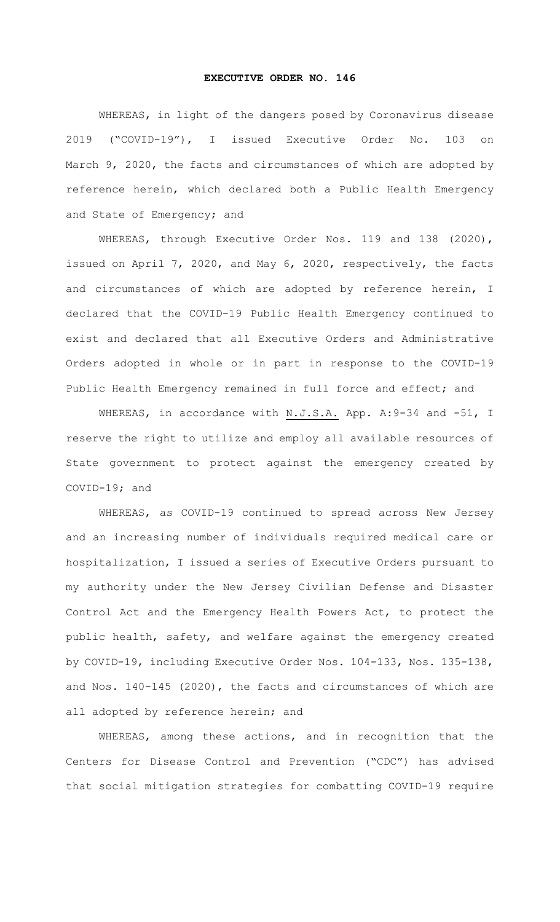# EXECUTIVE ORDER NO. 146

WHEREAS, in light of the dangers posed by Coronavirus disease 2019 ("COVID-19"), I issued Executive Order No. 103 on March 9, 2020, the facts and circumstances of which are adopted by reference herein, which declared both a Public Health Emergency and State of Emergency; and

WHEREAS, through Executive Order Nos. 119 and 138 (2020), issued on April 7, 2020, and May 6, 2020, respectively, the facts and circumstances of which are adopted by reference herein, I declared that the COVID-19 Public Health Emergency continued to exist and declared that all Executive Orders and Administrative Orders adopted in whole or in part in response to the COVID-19 Public Health Emergency remained in full force and effect; and

WHEREAS, in accordance with N.J.S.A. App. A:9-34 and -51, I reserve the right to utilize and employ all available resources of State government to protect against the emergency created by COVID-19; and

WHEREAS, as COVID-19 continued to spread across New Jersey and an increasing number of individuals required medical care or hospitalization, I issued a series of Executive Orders pursuant to my authority under the New Jersey Civilian Defense and Disaster Control Act and the Emergency Health Powers Act, to protect the public health, safety, and welfare against the emergency created by COVID-19, including Executive Order Nos. 104-133, Nos. 135-138, and Nos. 140-145 (2020), the facts and circumstances of which are all adopted by reference herein; and

WHEREAS, among these actions, and in recognition that the Centers for Disease Control and Prevention ("CDC") has advised that social mitigation strategies for combatting COVID-19 require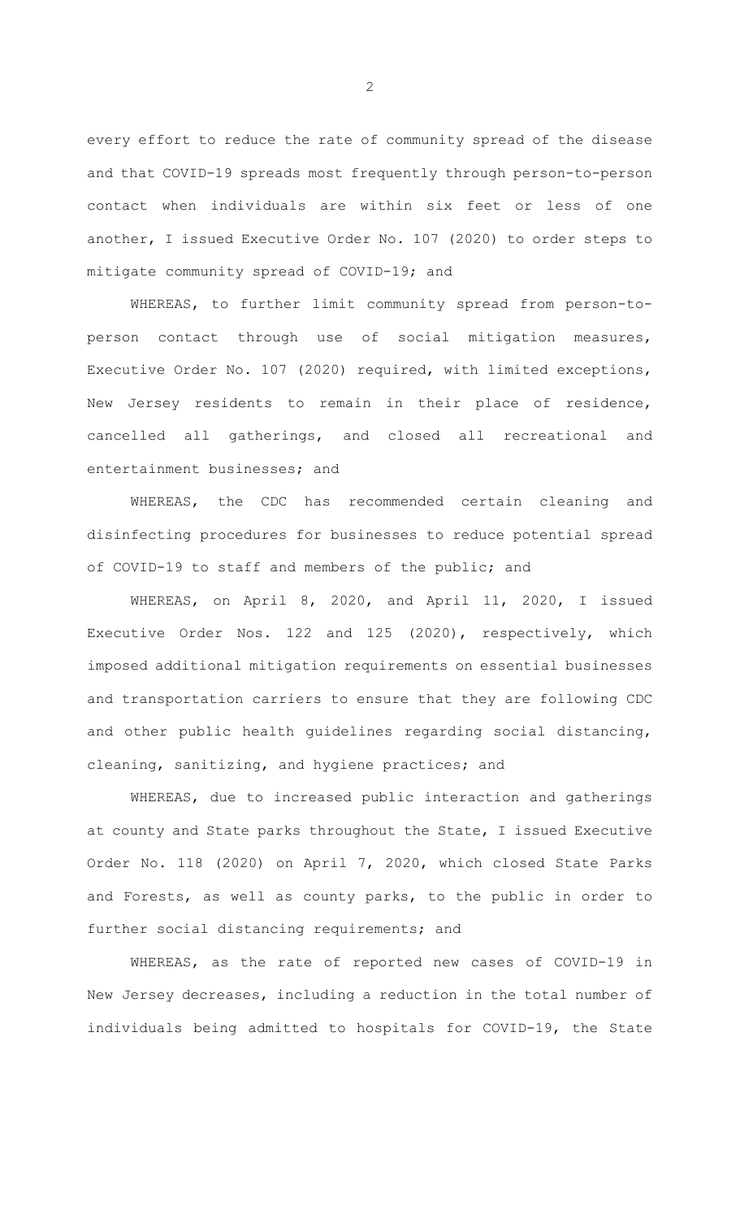every effort to reduce the rate of community spread of the disease and that COVID-19 spreads most frequently through person-to-person contact when individuals are within six feet or less of one another, I issued Executive Order No. 107 (2020) to order steps to mitigate community spread of COVID-19; and

WHEREAS, to further limit community spread from person-to-person contact through use of social mitigation measures, Executive Order No. 107 (2020) required, with limited exceptions, New Jersey residents to remain in their place of residence, cancelled all gatherings, and closed all recreational and entertainment businesses; and

WHEREAS, the CDC has recommended certain cleaning and disinfecting procedures for businesses to reduce potential spread of COVID-19 to staff and members of the public; and

WHEREAS, on April 8, 2020, and April 11, 2020, I issued Executive Order Nos. 122 and 125 (2020), respectively, which imposed additional mitigation requirements on essential businesses and transportation carriers to ensure that they are following CDC and other public health guidelines regarding social distancing, cleaning, sanitizing, and hygiene practices; and

WHEREAS, due to increased public interaction and gatherings at county and State parks throughout the State, I issued Executive Order No. 118 (2020) on April 7, 2020, which closed State Parks and Forests, as well as county parks, to the public in order to further social distancing requirements; and

WHEREAS, as the rate of reported new cases of COVID-19 in New Jersey decreases, including a reduction in the total number of individuals being admitted to hospitals for COVID-19, the State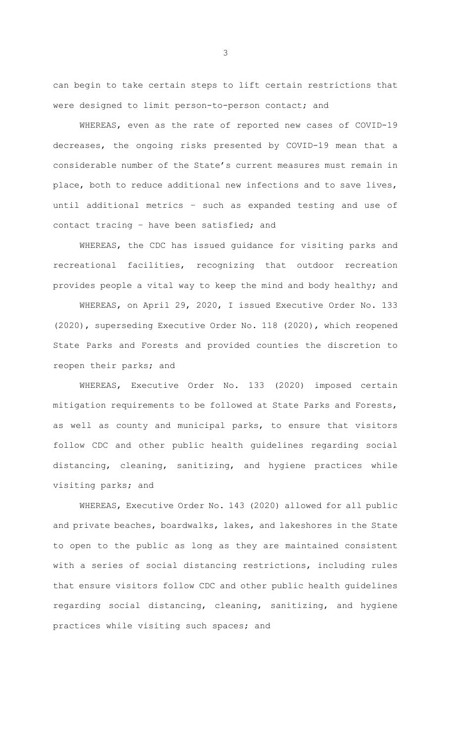can begin to take certain steps to lift certain restrictions that were designed to limit person-to-person contact; and

WHEREAS, even as the rate of reported new cases of COVID-19 decreases, the ongoing risks presented by COVID-19 mean that a considerable number of the State's current measures must remain in place, both to reduce additional new infections and to save lives, until additional metrics – such as expanded testing and use of contact tracing – have been satisfied; and

WHEREAS, the CDC has issued guidance for visiting parks and recreational facilities, recognizing that outdoor recreation provides people a vital way to keep the mind and body healthy; and

WHEREAS, on April 29, 2020, I issued Executive Order No. 133 (2020), superseding Executive Order No. 118 (2020), which reopened State Parks and Forests and provided counties the discretion to reopen their parks; and

WHEREAS, Executive Order No. 133 (2020) imposed certain mitigation requirements to be followed at State Parks and Forests, as well as county and municipal parks, to ensure that visitors follow CDC and other public health guidelines regarding social distancing, cleaning, sanitizing, and hygiene practices while visiting parks; and

WHEREAS, Executive Order No. 143 (2020) allowed for all public and private beaches, boardwalks, lakes, and lakeshores in the State to open to the public as long as they are maintained consistent with a series of social distancing restrictions, including rules that ensure visitors follow CDC and other public health guidelines regarding social distancing, cleaning, sanitizing, and hygiene practices while visiting such spaces; and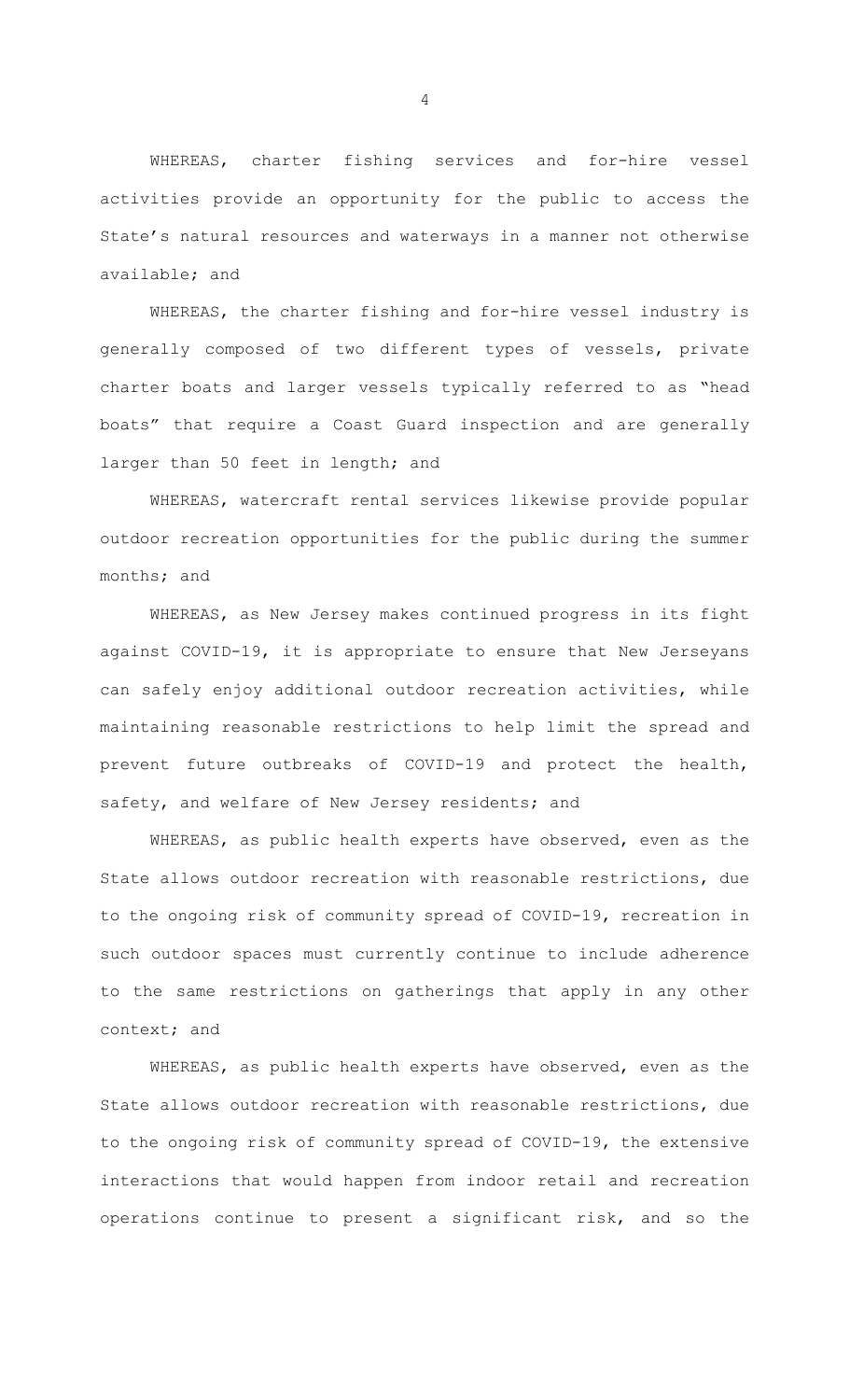WHEREAS, charter fishing services and for-hire vessel activities provide an opportunity for the public to access the State's natural resources and waterways in a manner not otherwise available; and

WHEREAS, the charter fishing and for-hire vessel industry is generally composed of two different types of vessels, private charter boats and larger vessels typically referred to as "head boats" that require a Coast Guard inspection and are generally larger than 50 feet in length; and

WHEREAS, watercraft rental services likewise provide popular outdoor recreation opportunities for the public during the summer months; and

WHEREAS, as New Jersey makes continued progress in its fight against COVID-19, it is appropriate to ensure that New Jerseyans can safely enjoy additional outdoor recreation activities, while maintaining reasonable restrictions to help limit the spread and prevent future outbreaks of COVID-19 and protect the health, safety, and welfare of New Jersey residents; and

WHEREAS, as public health experts have observed, even as the State allows outdoor recreation with reasonable restrictions, due to the ongoing risk of community spread of COVID-19, recreation in such outdoor spaces must currently continue to include adherence to the same restrictions on gatherings that apply in any other context; and

WHEREAS, as public health experts have observed, even as the State allows outdoor recreation with reasonable restrictions, due to the ongoing risk of community spread of COVID-19, the extensive interactions that would happen from indoor retail and recreation operations continue to present a significant risk, and so the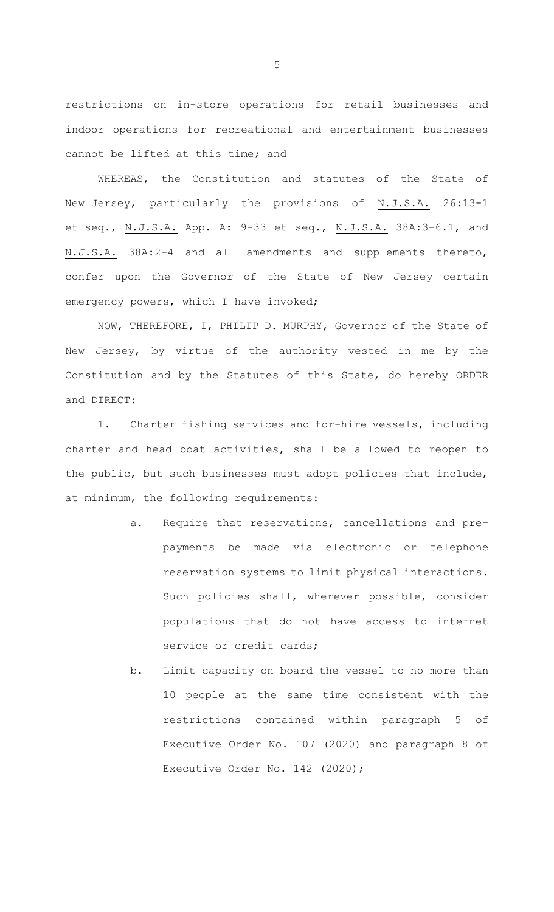restrictions on in-store operations for retail businesses and indoor operations for recreational and entertainment businesses cannot be lifted at this time; and

WHEREAS, the Constitution and statutes of the State of New Jersey, particularly the provisions of N.J.S.A. 26:13-1 et seq., N.J.S.A. App. A: 9-33 et seq., N.J.S.A. 38A:3-6.1, and N.J.S.A. 38A:2-4 and all amendments and supplements thereto, confer upon the Governor of the State of New Jersey certain emergency powers, which I have invoked;

NOW, THEREFORE, I, PHILIP D. MURPHY, Governor of the State of New Jersey, by virtue of the authority vested in me by the Constitution and by the Statutes of this State, do hereby ORDER and DIRECT:

1. Charter fishing services and for-hire vessels, including charter and head boat activities, shall be allowed to reopen to the public, but such businesses must adopt policies that include, at minimum, the following requirements:

   a. Require that reservations, cancellations and pre-payments be made via electronic or telephone reservation systems to limit physical interactions. Such policies shall, wherever possible, consider populations that do not have access to internet service or credit cards;

   b. Limit capacity on board the vessel to no more than 10 people at the same time consistent with the restrictions contained within paragraph 5 of Executive Order No. 107 (2020) and paragraph 8 of Executive Order No. 142 (2020);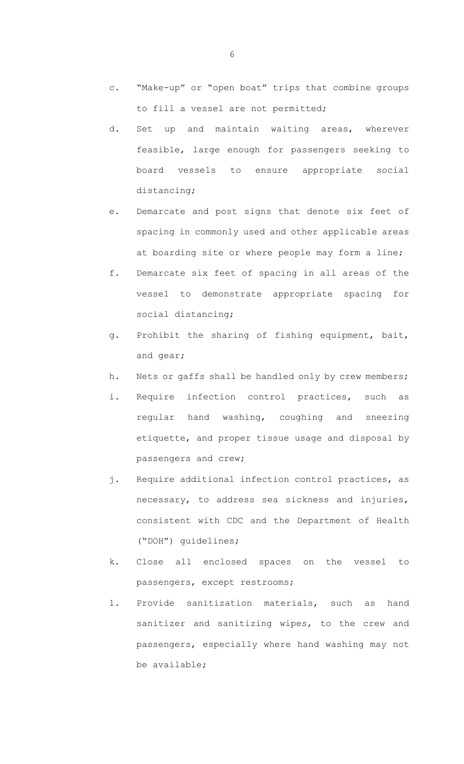c. "Make-up" or "open boat" trips that combine groups to fill a vessel are not permitted;

d. Set up and maintain waiting areas, wherever feasible, large enough for passengers seeking to board vessels to ensure appropriate social distancing;

e. Demarcate and post signs that denote six feet of spacing in commonly used and other applicable areas at boarding site or where people may form a line;

f. Demarcate six feet of spacing in all areas of the vessel to demonstrate appropriate spacing for social distancing;

g. Prohibit the sharing of fishing equipment, bait, and gear;

h. Nets or gaffs shall be handled only by crew members;

i. Require infection control practices, such as regular hand washing, coughing and sneezing etiquette, and proper tissue usage and disposal by passengers and crew;

j. Require additional infection control practices, as necessary, to address sea sickness and injuries, consistent with CDC and the Department of Health ("DOH") guidelines;

k. Close all enclosed spaces on the vessel to passengers, except restrooms;

l. Provide sanitization materials, such as hand sanitizer and sanitizing wipes, to the crew and passengers, especially where hand washing may not be available;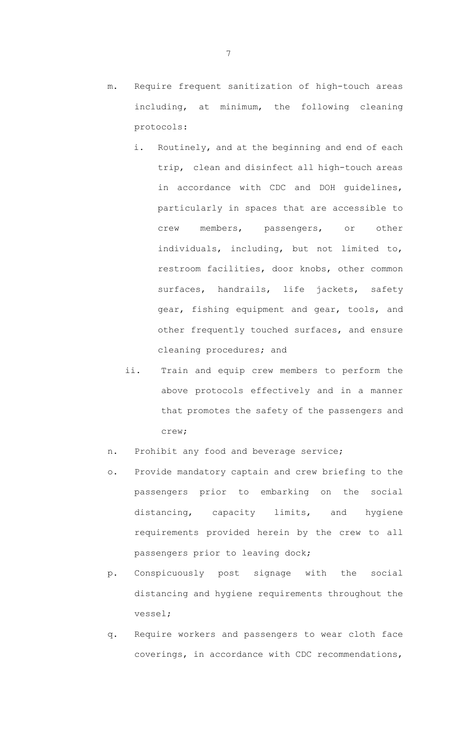m. Require frequent sanitization of high-touch areas including, at minimum, the following cleaning protocols:

   i. Routinely, and at the beginning and end of each trip, clean and disinfect all high-touch areas in accordance with CDC and DOH guidelines, particularly in spaces that are accessible to crew members, passengers, or other individuals, including, but not limited to, restroom facilities, door knobs, other common surfaces, handrails, life jackets, safety gear, fishing equipment and gear, tools, and other frequently touched surfaces, and ensure cleaning procedures; and

   ii. Train and equip crew members to perform the above protocols effectively and in a manner that promotes the safety of the passengers and crew;

n. Prohibit any food and beverage service;

o. Provide mandatory captain and crew briefing to the passengers prior to embarking on the social distancing, capacity limits, and hygiene requirements provided herein by the crew to all passengers prior to leaving dock;

p. Conspicuously post signage with the social distancing and hygiene requirements throughout the vessel;

q. Require workers and passengers to wear cloth face coverings, in accordance with CDC recommendations,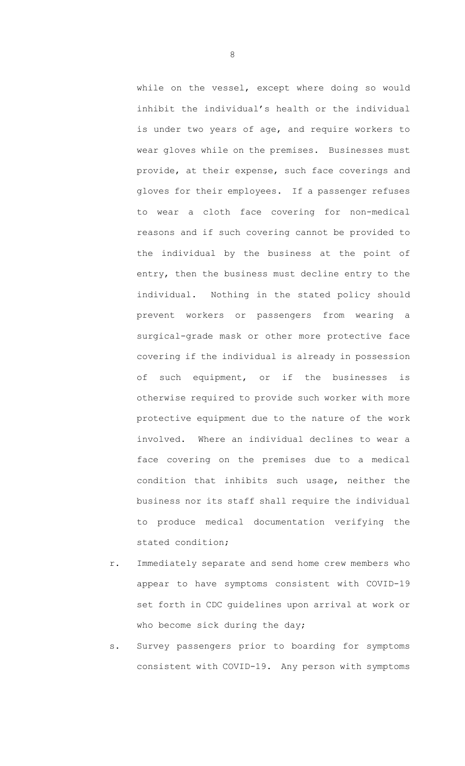while on the vessel, except where doing so would inhibit the individual's health or the individual is under two years of age, and require workers to wear gloves while on the premises. Businesses must provide, at their expense, such face coverings and gloves for their employees. If a passenger refuses to wear a cloth face covering for non-medical reasons and if such covering cannot be provided to the individual by the business at the point of entry, then the business must decline entry to the individual. Nothing in the stated policy should prevent workers or passengers from wearing a surgical-grade mask or other more protective face covering if the individual is already in possession of such equipment, or if the businesses is otherwise required to provide such worker with more protective equipment due to the nature of the work involved. Where an individual declines to wear a face covering on the premises due to a medical condition that inhibits such usage, neither the business nor its staff shall require the individual to produce medical documentation verifying the stated condition;

r. Immediately separate and send home crew members who appear to have symptoms consistent with COVID-19 set forth in CDC guidelines upon arrival at work or who become sick during the day;

s. Survey passengers prior to boarding for symptoms consistent with COVID-19. Any person with symptoms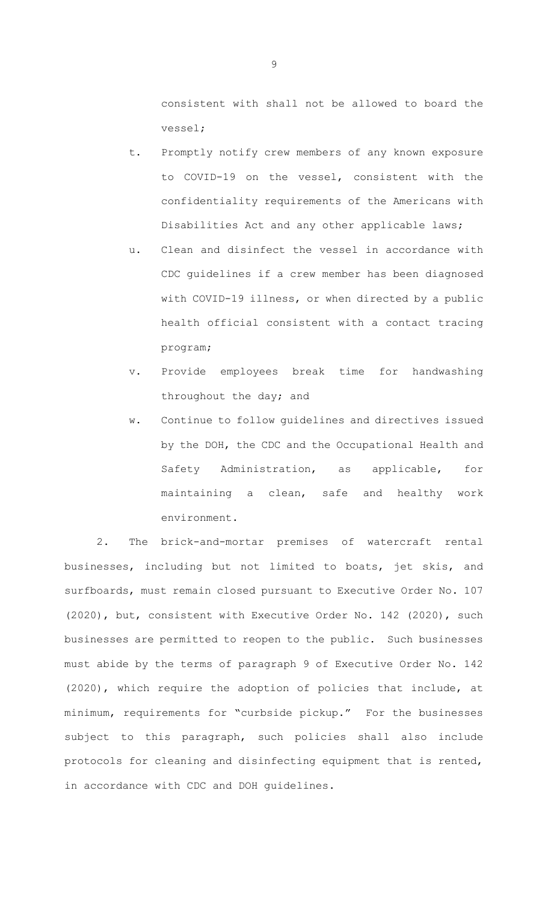consistent with shall not be allowed to board the vessel;

t. Promptly notify crew members of any known exposure to COVID-19 on the vessel, consistent with the confidentiality requirements of the Americans with Disabilities Act and any other applicable laws;

u. Clean and disinfect the vessel in accordance with CDC guidelines if a crew member has been diagnosed with COVID-19 illness, or when directed by a public health official consistent with a contact tracing program;

v. Provide employees break time for handwashing throughout the day; and

w. Continue to follow guidelines and directives issued by the DOH, the CDC and the Occupational Health and Safety Administration, as applicable, for maintaining a clean, safe and healthy work environment.

2. The brick-and-mortar premises of watercraft rental businesses, including but not limited to boats, jet skis, and surfboards, must remain closed pursuant to Executive Order No. 107 (2020), but, consistent with Executive Order No. 142 (2020), such businesses are permitted to reopen to the public. Such businesses must abide by the terms of paragraph 9 of Executive Order No. 142 (2020), which require the adoption of policies that include, at minimum, requirements for "curbside pickup." For the businesses subject to this paragraph, such policies shall also include protocols for cleaning and disinfecting equipment that is rented, in accordance with CDC and DOH guidelines.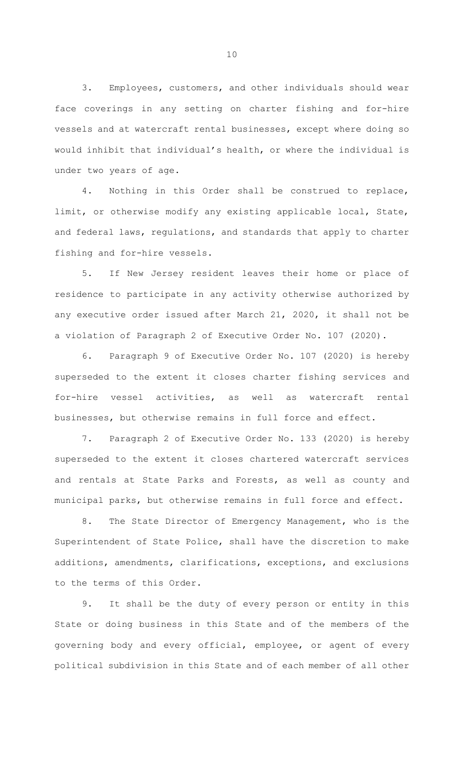3. Employees, customers, and other individuals should wear face coverings in any setting on charter fishing and for-hire vessels and at watercraft rental businesses, except where doing so would inhibit that individual's health, or where the individual is under two years of age.

4. Nothing in this Order shall be construed to replace, limit, or otherwise modify any existing applicable local, State, and federal laws, regulations, and standards that apply to charter fishing and for-hire vessels.

5. If New Jersey resident leaves their home or place of residence to participate in any activity otherwise authorized by any executive order issued after March 21, 2020, it shall not be a violation of Paragraph 2 of Executive Order No. 107 (2020).

6. Paragraph 9 of Executive Order No. 107 (2020) is hereby superseded to the extent it closes charter fishing services and for-hire vessel activities, as well as watercraft rental businesses, but otherwise remains in full force and effect.

7. Paragraph 2 of Executive Order No. 133 (2020) is hereby superseded to the extent it closes chartered watercraft services and rentals at State Parks and Forests, as well as county and municipal parks, but otherwise remains in full force and effect.

8. The State Director of Emergency Management, who is the Superintendent of State Police, shall have the discretion to make additions, amendments, clarifications, exceptions, and exclusions to the terms of this Order.

9. It shall be the duty of every person or entity in this State or doing business in this State and of the members of the governing body and every official, employee, or agent of every political subdivision in this State and of each member of all other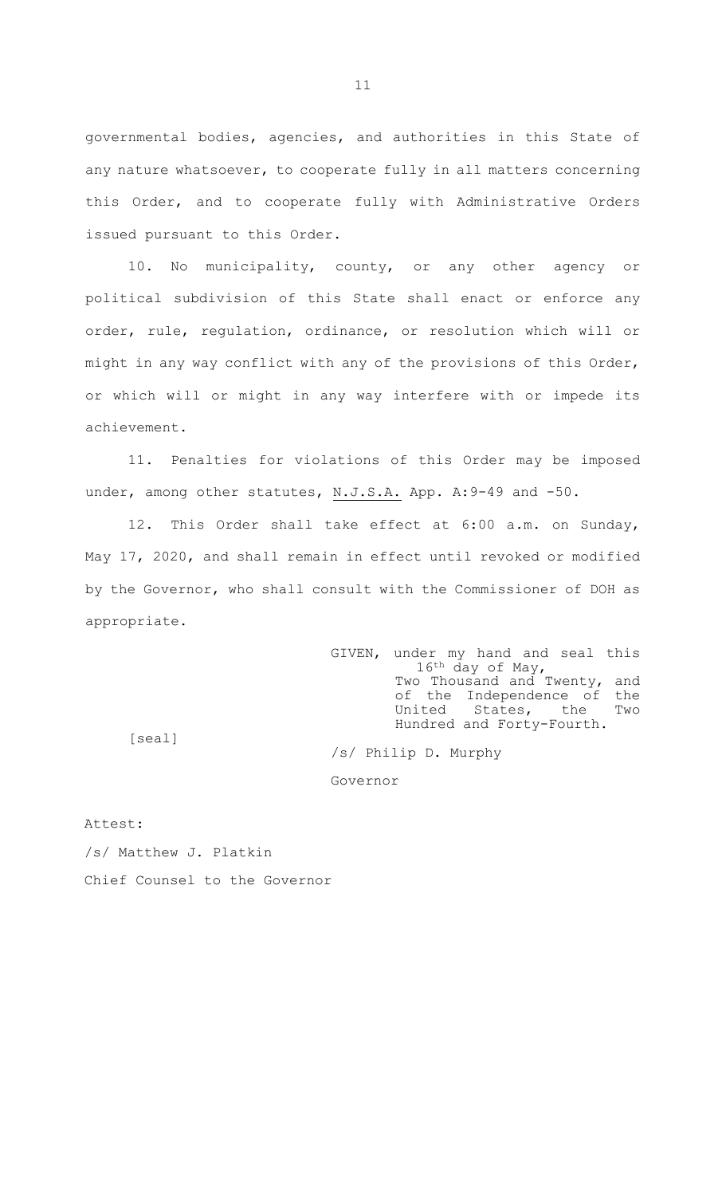governmental bodies, agencies, and authorities in this State of any nature whatsoever, to cooperate fully in all matters concerning this Order, and to cooperate fully with Administrative Orders issued pursuant to this Order.

10. No municipality, county, or any other agency or political subdivision of this State shall enact or enforce any order, rule, regulation, ordinance, or resolution which will or might in any way conflict with any of the provisions of this Order, or which will or might in any way interfere with or impede its achievement.

11. Penalties for violations of this Order may be imposed under, among other statutes, N.J.S.A. App. A:9-49 and -50.

12. This Order shall take effect at 6:00 a.m. on Sunday, May 17, 2020, and shall remain in effect until revoked or modified by the Governor, who shall consult with the Commissioner of DOH as appropriate.

GIVEN, under my hand and seal this 16th day of May, Two Thousand and Twenty, and of the Independence of the United States, the Two Hundred and Forty-Fourth.

[seal]

/s/ Philip D. Murphy

Governor

Attest:

/s/ Matthew J. Platkin

Chief Counsel to the Governor